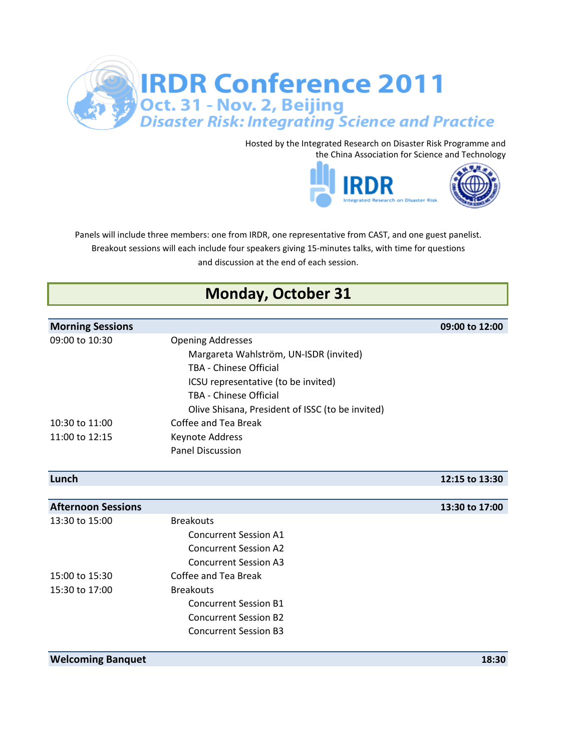# IRDR Conference 2011

## Oct. 31 - Nov. 2, Beijing

### *Disaster Risk: Integrating Science and Practice*

Hosted by the Integrated Research on Disaster Risk Programme and the China Association for Science and Technology

IRDR Integrated Research on Disaster Risk

Panels will include three members: one from IRDR, one representative from CAST, and one guest panelist. Breakout sessions will each include four speakers giving 15-minutes talks, with time for questions and discussion at the end of each session.

## Monday, October 31

| **Morning Sessions** | | **09:00 to 12:00** |
|---|---|---|
| 09:00 to 10:30 | Opening Addresses | |
| | Margareta Wahlström, UN-ISDR (invited) | |
| | TBA - Chinese Official | |
| | ICSU representative (to be invited) | |
| | TBA - Chinese Official | |
| | Olive Shisana, President of ISSC (to be invited) | |
| 10:30 to 11:00 | Coffee and Tea Break | |
| 11:00 to 12:15 | Keynote Address | |
| | Panel Discussion | |

| **Lunch** | | **12:15 to 13:30** |
|---|---|---|

| **Afternoon Sessions** | | **13:30 to 17:00** |
|---|---|---|
| 13:30 to 15:00 | Breakouts | |
| | Concurrent Session A1 | |
| | Concurrent Session A2 | |
| | Concurrent Session A3 | |
| 15:00 to 15:30 | Coffee and Tea Break | |
| 15:30 to 17:00 | Breakouts | |
| | Concurrent Session B1 | |
| | Concurrent Session B2 | |
| | Concurrent Session B3 | |

| **Welcoming Banquet** | | **18:30** |
|---|---|---|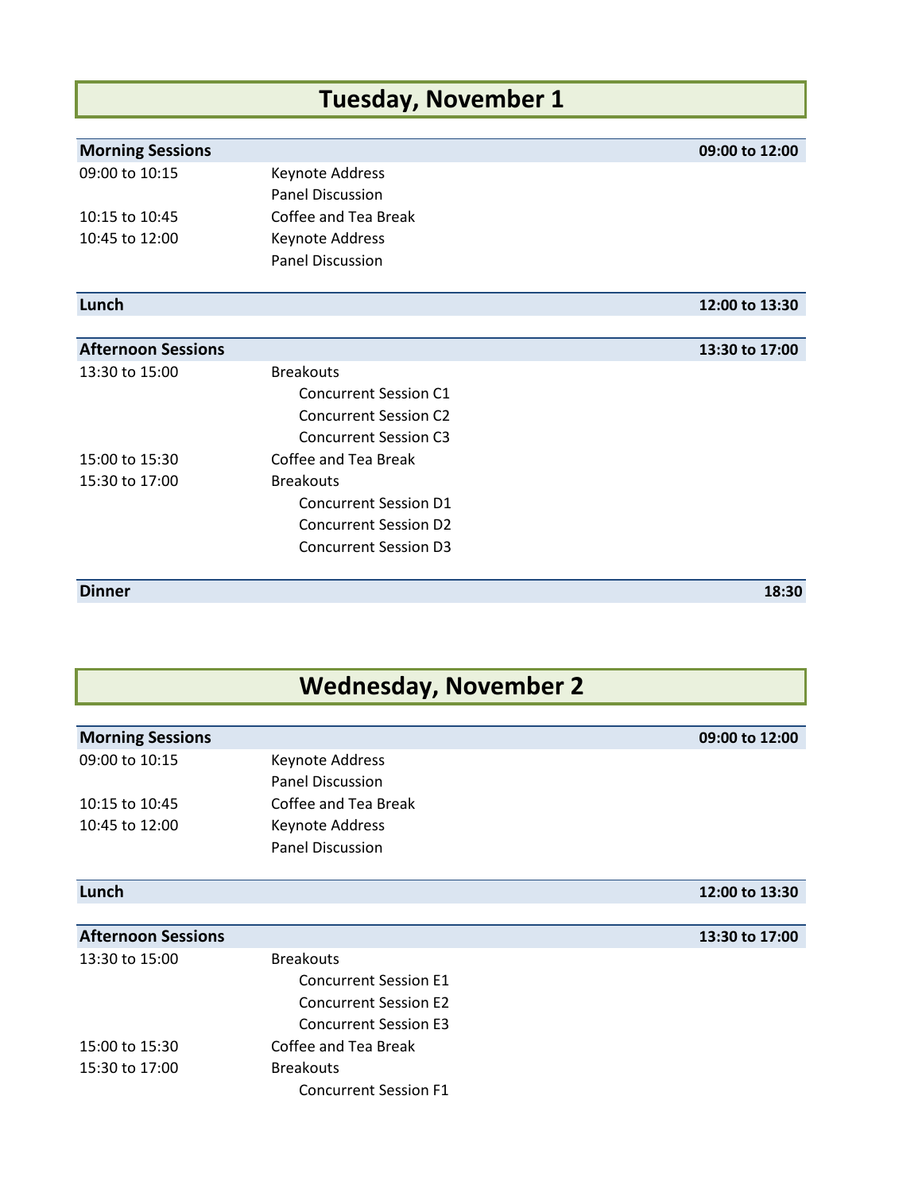# Tuesday, November 1

| Morning Sessions | | 09:00 to 12:00 |
|---|---|---|
| 09:00 to 10:15 | Keynote Address | |
| | Panel Discussion | |
| 10:15 to 10:45 | Coffee and Tea Break | |
| 10:45 to 12:00 | Keynote Address | |
| | Panel Discussion | |

| Lunch | | 12:00 to 13:30 |
|---|---|---|

| Afternoon Sessions | | 13:30 to 17:00 |
|---|---|---|
| 13:30 to 15:00 | Breakouts | |
| | Concurrent Session C1 | |
| | Concurrent Session C2 | |
| | Concurrent Session C3 | |
| 15:00 to 15:30 | Coffee and Tea Break | |
| 15:30 to 17:00 | Breakouts | |
| | Concurrent Session D1 | |
| | Concurrent Session D2 | |
| | Concurrent Session D3 | |

| Dinner | | 18:30 |
|---|---|---|

# Wednesday, November 2

| Morning Sessions | | 09:00 to 12:00 |
|---|---|---|
| 09:00 to 10:15 | Keynote Address | |
| | Panel Discussion | |
| 10:15 to 10:45 | Coffee and Tea Break | |
| 10:45 to 12:00 | Keynote Address | |
| | Panel Discussion | |

| Lunch | | 12:00 to 13:30 |
|---|---|---|

| Afternoon Sessions | | 13:30 to 17:00 |
|---|---|---|
| 13:30 to 15:00 | Breakouts | |
| | Concurrent Session E1 | |
| | Concurrent Session E2 | |
| | Concurrent Session E3 | |
| 15:00 to 15:30 | Coffee and Tea Break | |
| 15:30 to 17:00 | Breakouts | |
| | Concurrent Session F1 | |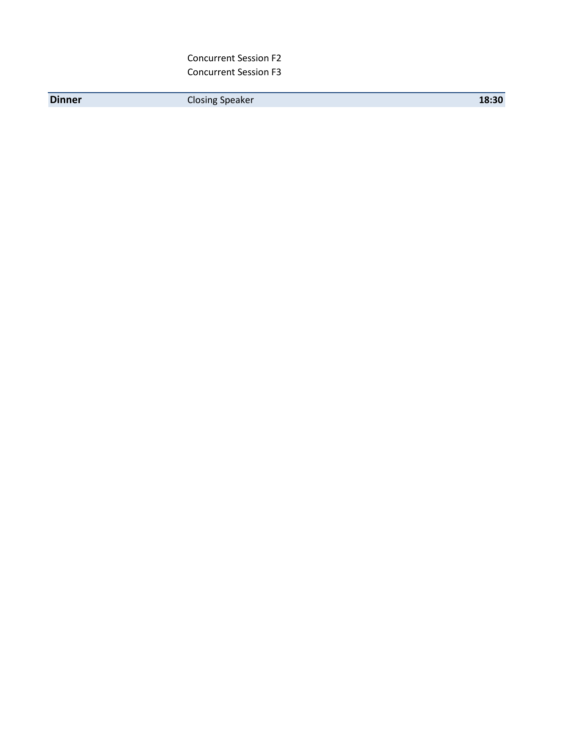| | | |
|---|---|---|
| | Concurrent Session F2 | |
| | Concurrent Session F3 | |
| **Dinner** | Closing Speaker | **18:30** |